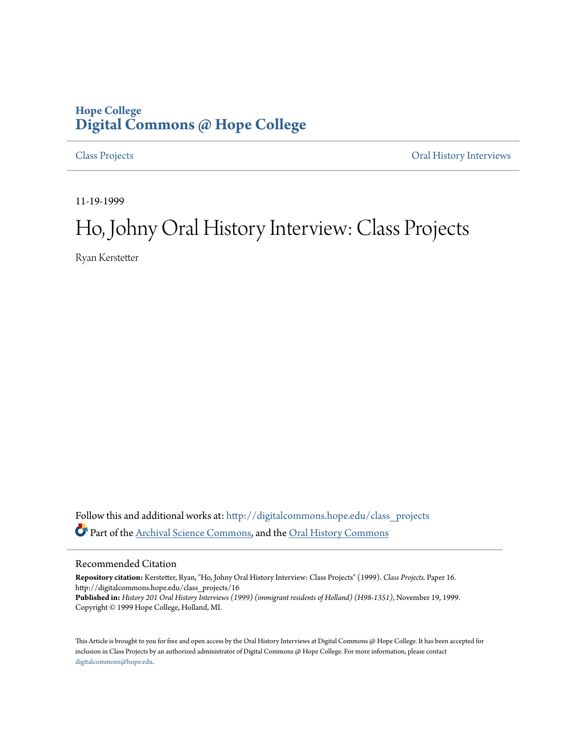Hope College

**Digital Commons @ Hope College**

Class Projects | Oral History Interviews

11-19-1999

# Ho, Johny Oral History Interview: Class Projects

Ryan Kerstetter

Follow this and additional works at: http://digitalcommons.hope.edu/class_projects

Part of the Archival Science Commons, and the Oral History Commons

## Recommended Citation

**Repository citation:** Kerstetter, Ryan, "Ho, Johny Oral History Interview: Class Projects" (1999). *Class Projects.* Paper 16.
http://digitalcommons.hope.edu/class_projects/16

**Published in:** *History 201 Oral History Interviews (1999) (immigrant residents of Holland) (H98-1351)*, November 19, 1999.
Copyright © 1999 Hope College, Holland, MI.

This Article is brought to you for free and open access by the Oral History Interviews at Digital Commons @ Hope College. It has been accepted for inclusion in Class Projects by an authorized administrator of Digital Commons @ Hope College. For more information, please contact digitalcommons@hope.edu.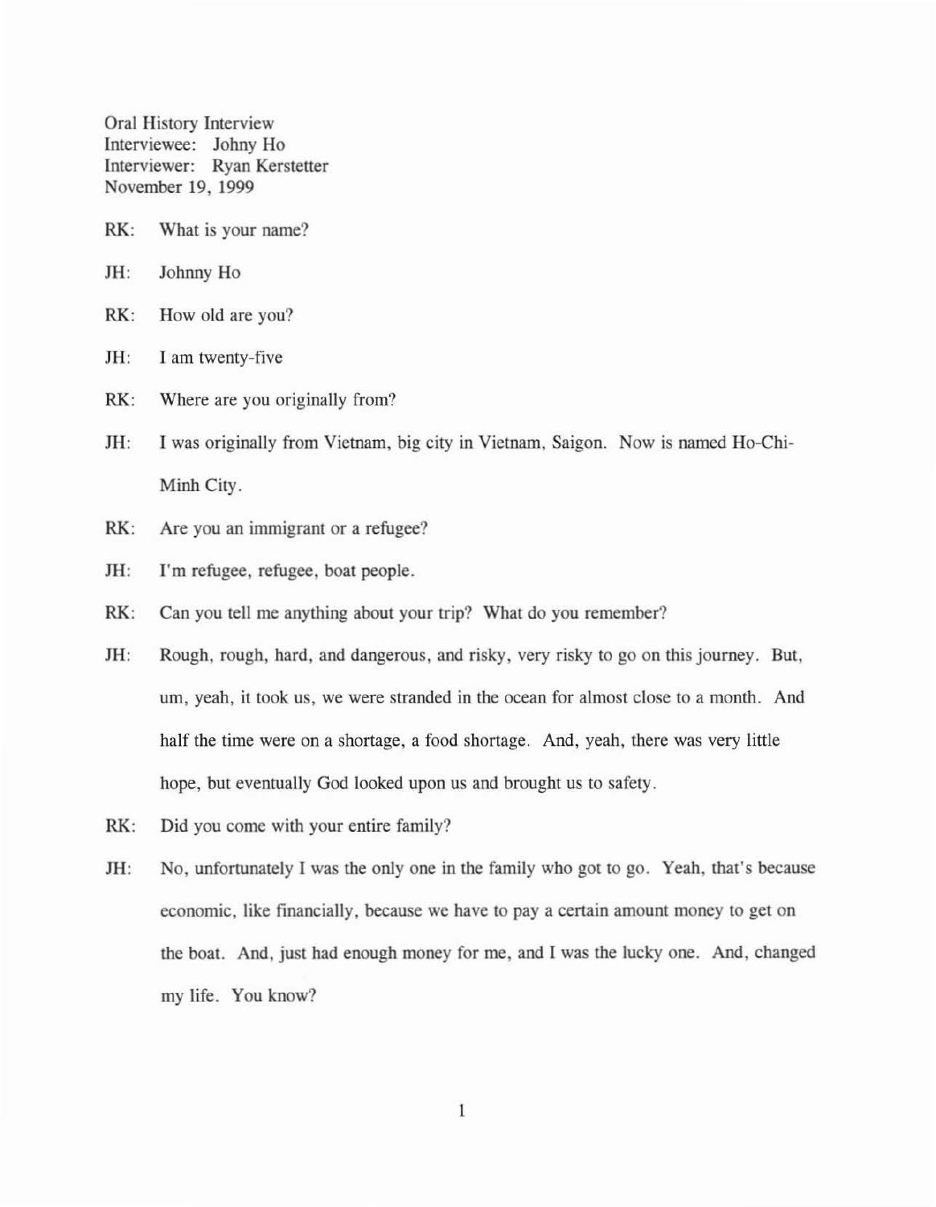Oral History Interview
Interviewee: Johny Ho
Interviewer: Ryan Kerstetter
November 19, 1999

RK: What is your name?

JH: Johnny Ho

RK: How old are you?

JH: I am twenty-five

RK: Where are you originally from?

JH: I was originally from Vietnam, big city in Vietnam, Saigon. Now is named Ho-Chi-Minh City.

RK: Are you an immigrant or a refugee?

JH: I'm refugee, refugee, boat people.

RK: Can you tell me anything about your trip? What do you remember?

JH: Rough, rough, hard, and dangerous, and risky, very risky to go on this journey. But, um, yeah, it took us, we were stranded in the ocean for almost close to a month. And half the time were on a shortage, a food shortage. And, yeah, there was very little hope, but eventually God looked upon us and brought us to safety.

RK: Did you come with your entire family?

JH: No, unfortunately I was the only one in the family who got to go. Yeah, that's because economic, like financially, because we have to pay a certain amount money to get on the boat. And, just had enough money for me, and I was the lucky one. And, changed my life. You know?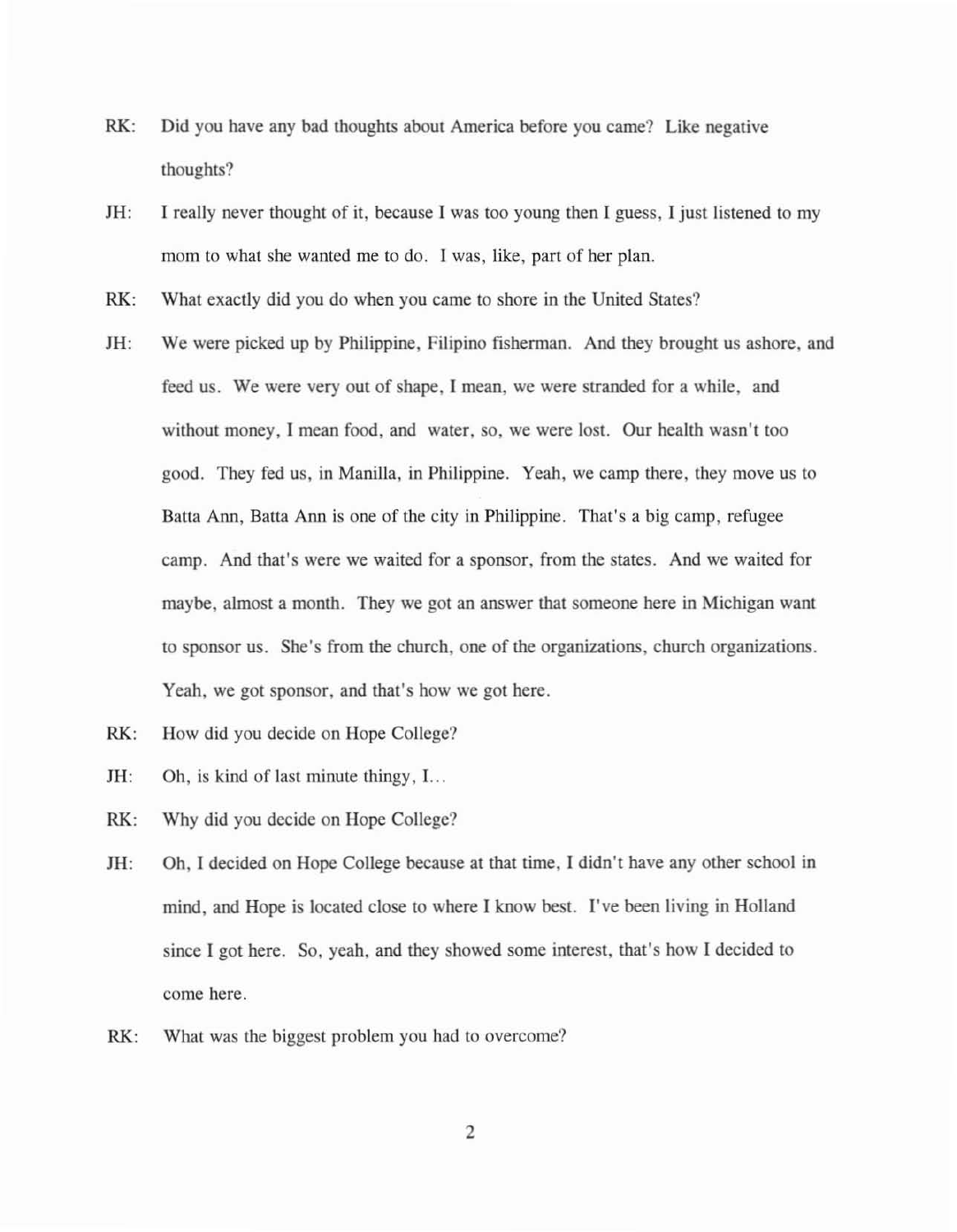RK: Did you have any bad thoughts about America before you came? Like negative thoughts?

JH: I really never thought of it, because I was too young then I guess, I just listened to my mom to what she wanted me to do. I was, like, part of her plan.

RK: What exactly did you do when you came to shore in the United States?

JH: We were picked up by Philippine, Filipino fisherman. And they brought us ashore, and feed us. We were very out of shape, I mean, we were stranded for a while, and without money, I mean food, and water, so, we were lost. Our health wasn't too good. They fed us, in Manilla, in Philippine. Yeah, we camp there, they move us to Batta Ann, Batta Ann is one of the city in Philippine. That's a big camp, refugee camp. And that's were we waited for a sponsor, from the states. And we waited for maybe, almost a month. They we got an answer that someone here in Michigan want to sponsor us. She's from the church, one of the organizations, church organizations. Yeah, we got sponsor, and that's how we got here.

RK: How did you decide on Hope College?

JH: Oh, is kind of last minute thingy, I...

RK: Why did you decide on Hope College?

JH: Oh, I decided on Hope College because at that time, I didn't have any other school in mind, and Hope is located close to where I know best. I've been living in Holland since I got here. So, yeah, and they showed some interest, that's how I decided to come here.

RK: What was the biggest problem you had to overcome?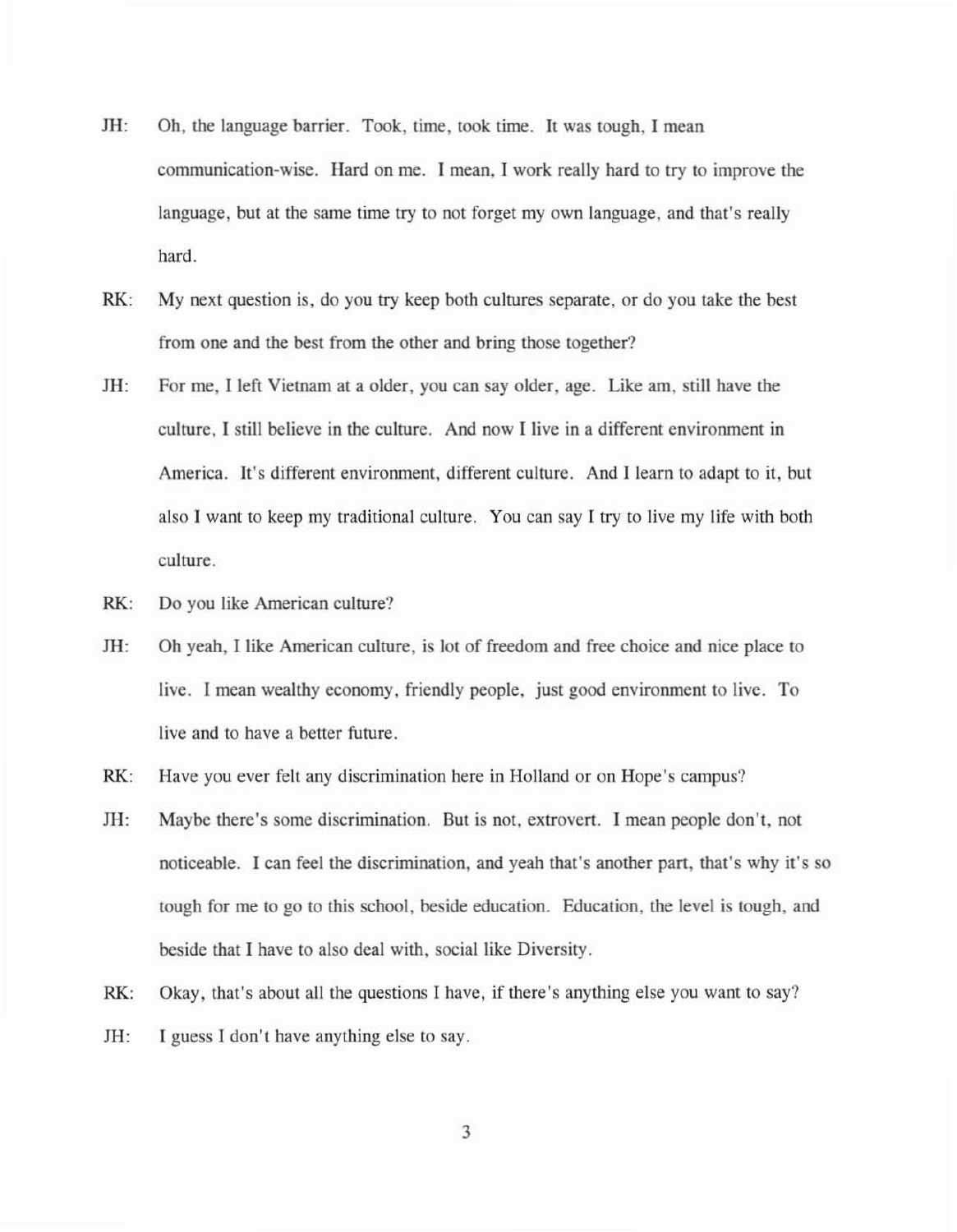JH: Oh, the language barrier. Took, time, took time. It was tough, I mean communication-wise. Hard on me. I mean, I work really hard to try to improve the language, but at the same time try to not forget my own language, and that's really hard.

RK: My next question is, do you try keep both cultures separate, or do you take the best from one and the best from the other and bring those together?

JH: For me, I left Vietnam at a older, you can say older, age. Like am, still have the culture, I still believe in the culture. And now I live in a different environment in America. It's different environment, different culture. And I learn to adapt to it, but also I want to keep my traditional culture. You can say I try to live my life with both culture.

RK: Do you like American culture?

JH: Oh yeah, I like American culture, is lot of freedom and free choice and nice place to live. I mean wealthy economy, friendly people, just good environment to live. To live and to have a better future.

RK: Have you ever felt any discrimination here in Holland or on Hope's campus?

JH: Maybe there's some discrimination. But is not, extrovert. I mean people don't, not noticeable. I can feel the discrimination, and yeah that's another part, that's why it's so tough for me to go to this school, beside education. Education, the level is tough, and beside that I have to also deal with, social like Diversity.

RK: Okay, that's about all the questions I have, if there's anything else you want to say?

JH: I guess I don't have anything else to say.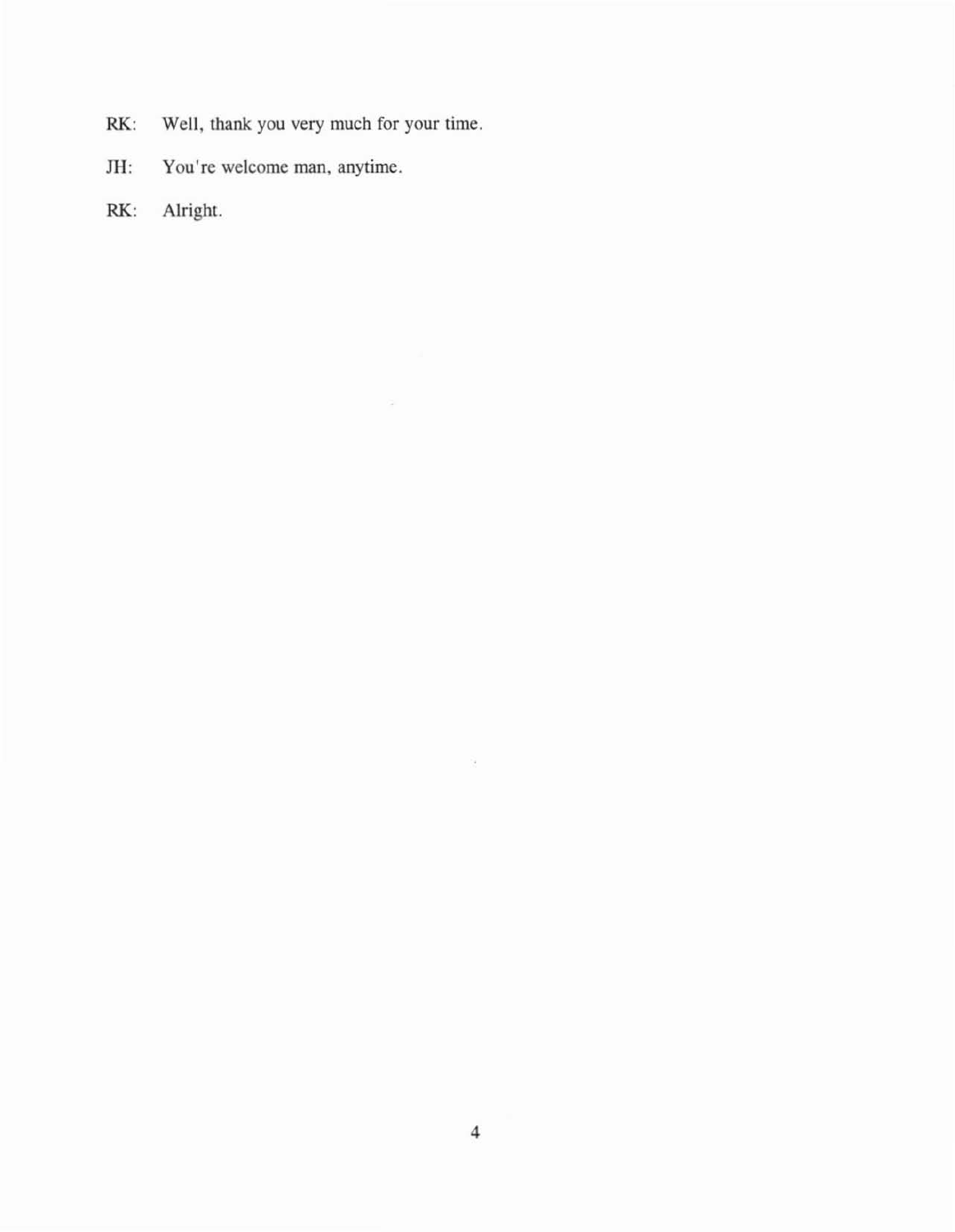RK: Well, thank you very much for your time.

JH: You're welcome man, anytime.

RK: Alright.